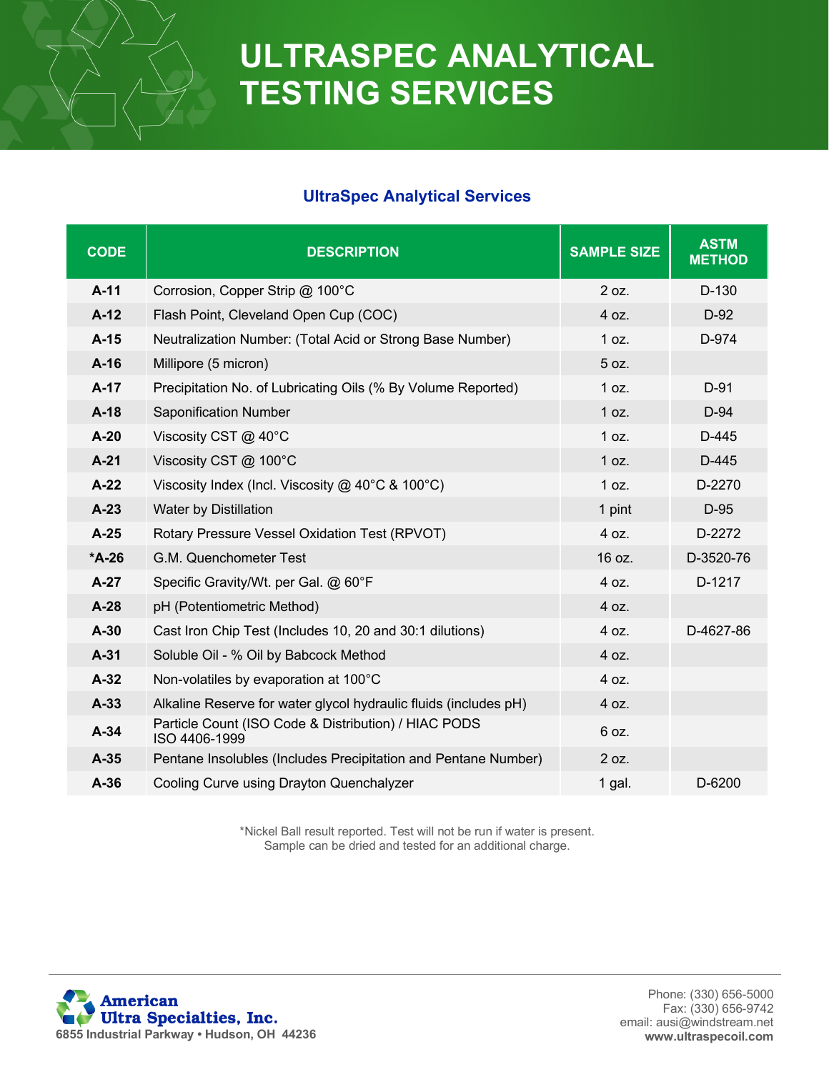# ULTRASPEC ANALYTICAL TESTING SERVICES

## UltraSpec Analytical Services

| CODE | DESCRIPTION | SAMPLE SIZE | ASTM METHOD |
|---|---|---|---|
| **A-11** | Corrosion, Copper Strip @ 100°C | 2 oz. | D-130 |
| **A-12** | Flash Point, Cleveland Open Cup (COC) | 4 oz. | D-92 |
| **A-15** | Neutralization Number: (Total Acid or Strong Base Number) | 1 oz. | D-974 |
| **A-16** | Millipore (5 micron) | 5 oz. | |
| **A-17** | Precipitation No. of Lubricating Oils (% By Volume Reported) | 1 oz. | D-91 |
| **A-18** | Saponification Number | 1 oz. | D-94 |
| **A-20** | Viscosity CST @ 40°C | 1 oz. | D-445 |
| **A-21** | Viscosity CST @ 100°C | 1 oz. | D-445 |
| **A-22** | Viscosity Index (Incl. Viscosity @ 40°C & 100°C) | 1 oz. | D-2270 |
| **A-23** | Water by Distillation | 1 pint | D-95 |
| **A-25** | Rotary Pressure Vessel Oxidation Test (RPVOT) | 4 oz. | D-2272 |
| ***A-26** | G.M. Quenchometer Test | 16 oz. | D-3520-76 |
| **A-27** | Specific Gravity/Wt. per Gal. @ 60°F | 4 oz. | D-1217 |
| **A-28** | pH (Potentiometric Method) | 4 oz. | |
| **A-30** | Cast Iron Chip Test (Includes 10, 20 and 30:1 dilutions) | 4 oz. | D-4627-86 |
| **A-31** | Soluble Oil - % Oil by Babcock Method | 4 oz. | |
| **A-32** | Non-volatiles by evaporation at 100°C | 4 oz. | |
| **A-33** | Alkaline Reserve for water glycol hydraulic fluids (includes pH) | 4 oz. | |
| **A-34** | Particle Count (ISO Code & Distribution) / HIAC PODS ISO 4406-1999 | 6 oz. | |
| **A-35** | Pentane Insolubles (Includes Precipitation and Pentane Number) | 2 oz. | |
| **A-36** | Cooling Curve using Drayton Quenchalyzer | 1 gal. | D-6200 |

*Nickel Ball result reported. Test will not be run if water is present.
Sample can be dried and tested for an additional charge.

**American Ultra Specialties, Inc.**
6855 Industrial Parkway • Hudson, OH 44236

Phone: (330) 656-5000
Fax: (330) 656-9742
email: ausi@windstream.net
**www.ultraspecoil.com**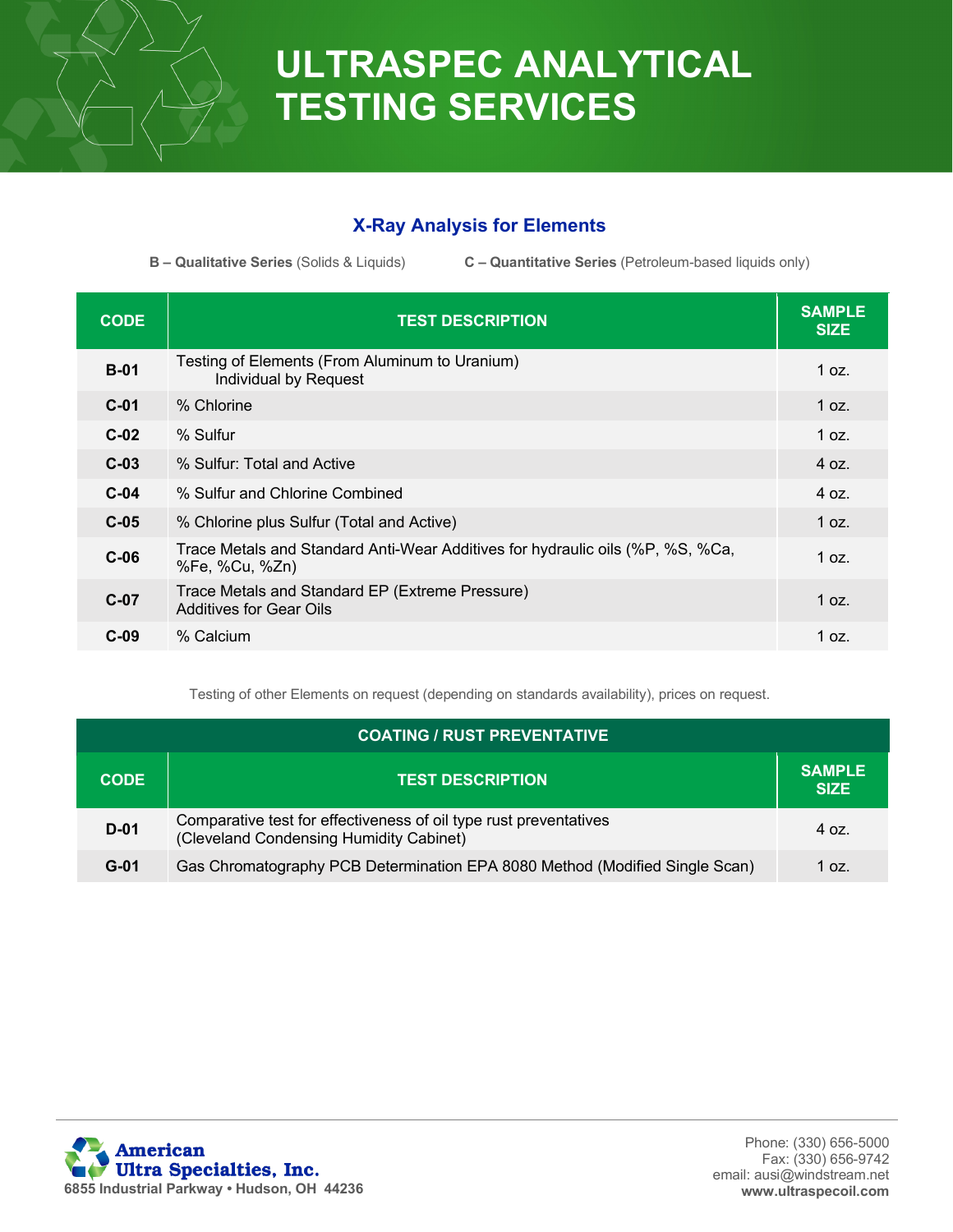# ULTRASPEC ANALYTICAL TESTING SERVICES

## X-Ray Analysis for Elements

**B – Qualitative Series** (Solids & Liquids) **C – Quantitative Series** (Petroleum-based liquids only)

| CODE | TEST DESCRIPTION | SAMPLE SIZE |
|---|---|---|
| **B-01** | Testing of Elements (From Aluminum to Uranium) Individual by Request | 1 oz. |
| **C-01** | % Chlorine | 1 oz. |
| **C-02** | % Sulfur | 1 oz. |
| **C-03** | % Sulfur: Total and Active | 4 oz. |
| **C-04** | % Sulfur and Chlorine Combined | 4 oz. |
| **C-05** | % Chlorine plus Sulfur (Total and Active) | 1 oz. |
| **C-06** | Trace Metals and Standard Anti-Wear Additives for hydraulic oils (%P, %S, %Ca, %Fe, %Cu, %Zn) | 1 oz. |
| **C-07** | Trace Metals and Standard EP (Extreme Pressure) Additives for Gear Oils | 1 oz. |
| **C-09** | % Calcium | 1 oz. |

Testing of other Elements on request (depending on standards availability), prices on request.

| COATING / RUST PREVENTATIVE | | |
|---|---|---|
| **CODE** | **TEST DESCRIPTION** | **SAMPLE SIZE** |
| **D-01** | Comparative test for effectiveness of oil type rust preventatives (Cleveland Condensing Humidity Cabinet) | 4 oz. |
| **G-01** | Gas Chromatography PCB Determination EPA 8080 Method (Modified Single Scan) | 1 oz. |

**American Ultra Specialties, Inc.**
**6855 Industrial Parkway • Hudson, OH 44236**

Phone: (330) 656-5000
Fax: (330) 656-9742
email: ausi@windstream.net
**www.ultraspecoil.com**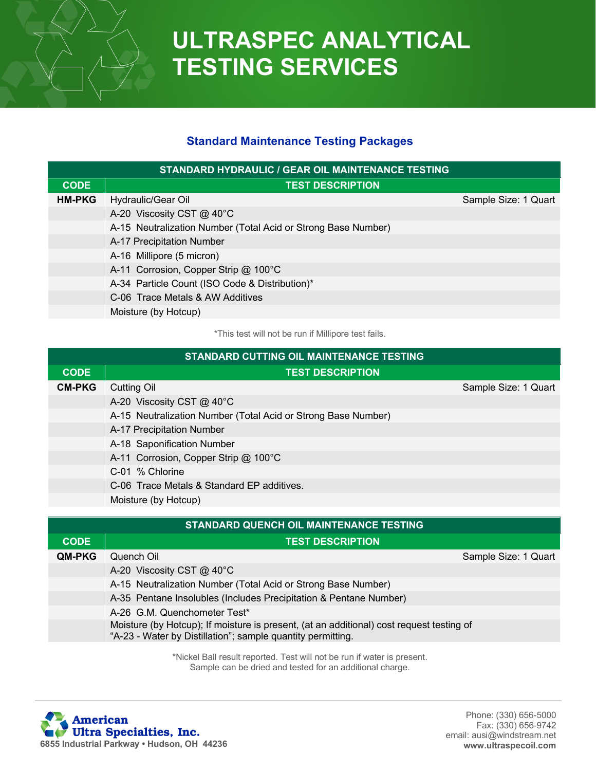# ULTRASPEC ANALYTICAL TESTING SERVICES

## Standard Maintenance Testing Packages

| STANDARD HYDRAULIC / GEAR OIL MAINTENANCE TESTING | | |
|---|---|---|
| **CODE** | **TEST DESCRIPTION** | |
| **HM-PKG** | Hydraulic/Gear Oil | Sample Size: 1 Quart |
| | A-20 Viscosity CST @ 40°C | |
| | A-15 Neutralization Number (Total Acid or Strong Base Number) | |
| | A-17 Precipitation Number | |
| | A-16 Millipore (5 micron) | |
| | A-11 Corrosion, Copper Strip @ 100°C | |
| | A-34 Particle Count (ISO Code & Distribution)* | |
| | C-06 Trace Metals & AW Additives | |
| | Moisture (by Hotcup) | |

*This test will not be run if Millipore test fails.

| STANDARD CUTTING OIL MAINTENANCE TESTING | | |
|---|---|---|
| **CODE** | **TEST DESCRIPTION** | |
| **CM-PKG** | Cutting Oil | Sample Size: 1 Quart |
| | A-20 Viscosity CST @ 40°C | |
| | A-15 Neutralization Number (Total Acid or Strong Base Number) | |
| | A-17 Precipitation Number | |
| | A-18 Saponification Number | |
| | A-11 Corrosion, Copper Strip @ 100°C | |
| | C-01 % Chlorine | |
| | C-06 Trace Metals & Standard EP additives. | |
| | Moisture (by Hotcup) | |

| STANDARD QUENCH OIL MAINTENANCE TESTING | | |
|---|---|---|
| **CODE** | **TEST DESCRIPTION** | |
| **QM-PKG** | Quench Oil | Sample Size: 1 Quart |
| | A-20 Viscosity CST @ 40°C | |
| | A-15 Neutralization Number (Total Acid or Strong Base Number) | |
| | A-35 Pentane Insolubles (Includes Precipitation & Pentane Number) | |
| | A-26 G.M. Quenchometer Test* | |
| | Moisture (by Hotcup); If moisture is present, (at an additional) cost request testing of "A-23 - Water by Distillation"; sample quantity permitting. | |

*Nickel Ball result reported. Test will not be run if water is present.
Sample can be dried and tested for an additional charge.

**American Ultra Specialties, Inc.**
6855 Industrial Parkway • Hudson, OH 44236

Phone: (330) 656-5000
Fax: (330) 656-9742
email: ausi@windstream.net
**www.ultraspecoil.com**